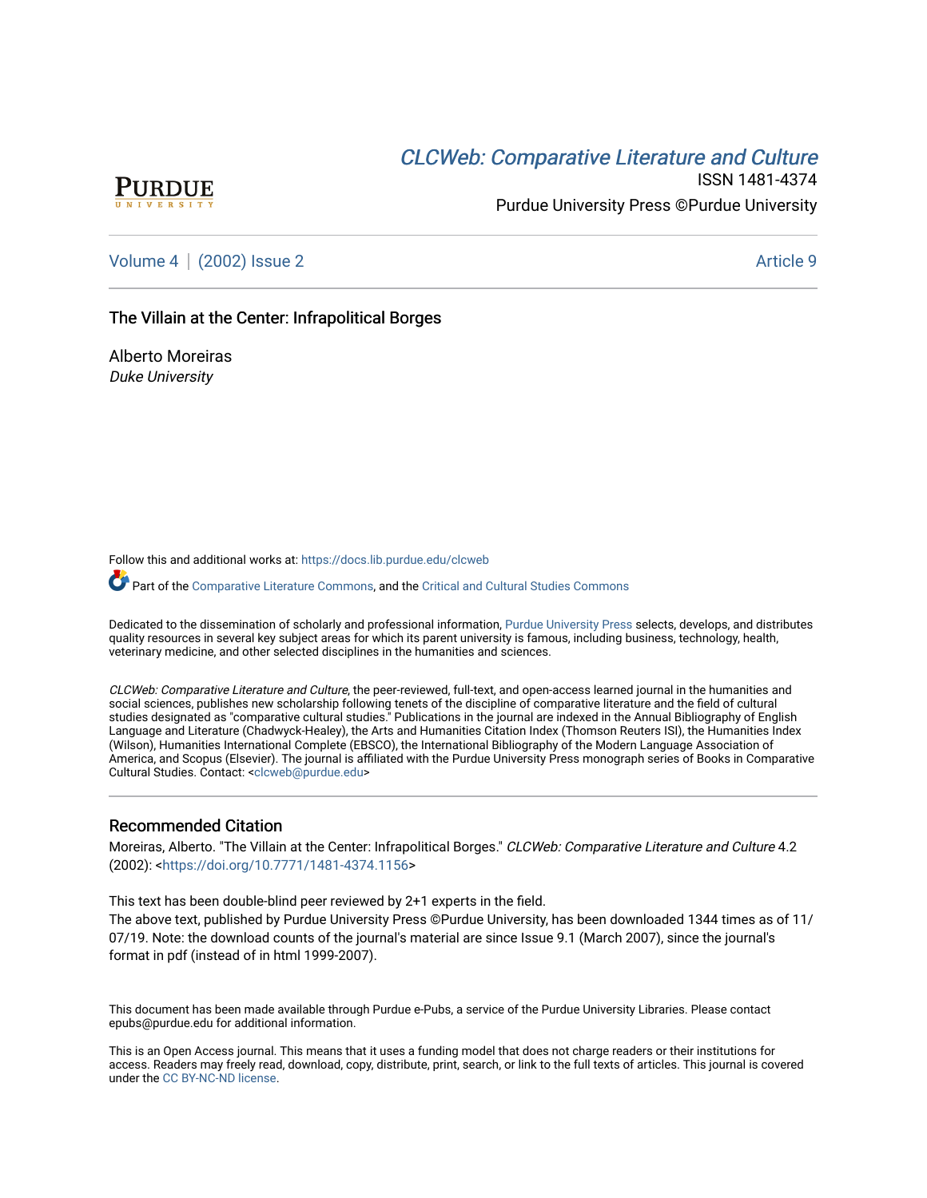CLCWeb: Comparative Literature and Culture

ISSN 1481-4374

Purdue University Press ©Purdue University

Volume 4 | (2002) Issue 2 Article 9

# The Villain at the Center: Infrapolitical Borges

Alberto Moreiras
*Duke University*

Follow this and additional works at: https://docs.lib.purdue.edu/clcweb

Part of the Comparative Literature Commons, and the Critical and Cultural Studies Commons

Dedicated to the dissemination of scholarly and professional information, Purdue University Press selects, develops, and distributes quality resources in several key subject areas for which its parent university is famous, including business, technology, health, veterinary medicine, and other selected disciplines in the humanities and sciences.

*CLCWeb: Comparative Literature and Culture*, the peer-reviewed, full-text, and open-access learned journal in the humanities and social sciences, publishes new scholarship following tenets of the discipline of comparative literature and the field of cultural studies designated as "comparative cultural studies." Publications in the journal are indexed in the Annual Bibliography of English Language and Literature (Chadwyck-Healey), the Arts and Humanities Citation Index (Thomson Reuters ISI), the Humanities Index (Wilson), Humanities International Complete (EBSCO), the International Bibliography of the Modern Language Association of America, and Scopus (Elsevier). The journal is affiliated with the Purdue University Press monograph series of Books in Comparative Cultural Studies. Contact: <clcweb@purdue.edu>

## Recommended Citation

Moreiras, Alberto. "The Villain at the Center: Infrapolitical Borges." *CLCWeb: Comparative Literature and Culture* 4.2 (2002): <https://doi.org/10.7771/1481-4374.1156>

This text has been double-blind peer reviewed by 2+1 experts in the field.
The above text, published by Purdue University Press ©Purdue University, has been downloaded 1344 times as of 11/07/19. Note: the download counts of the journal's material are since Issue 9.1 (March 2007), since the journal's format in pdf (instead of in html 1999-2007).

This document has been made available through Purdue e-Pubs, a service of the Purdue University Libraries. Please contact epubs@purdue.edu for additional information.

This is an Open Access journal. This means that it uses a funding model that does not charge readers or their institutions for access. Readers may freely read, download, copy, distribute, print, search, or link to the full texts of articles. This journal is covered under the CC BY-NC-ND license.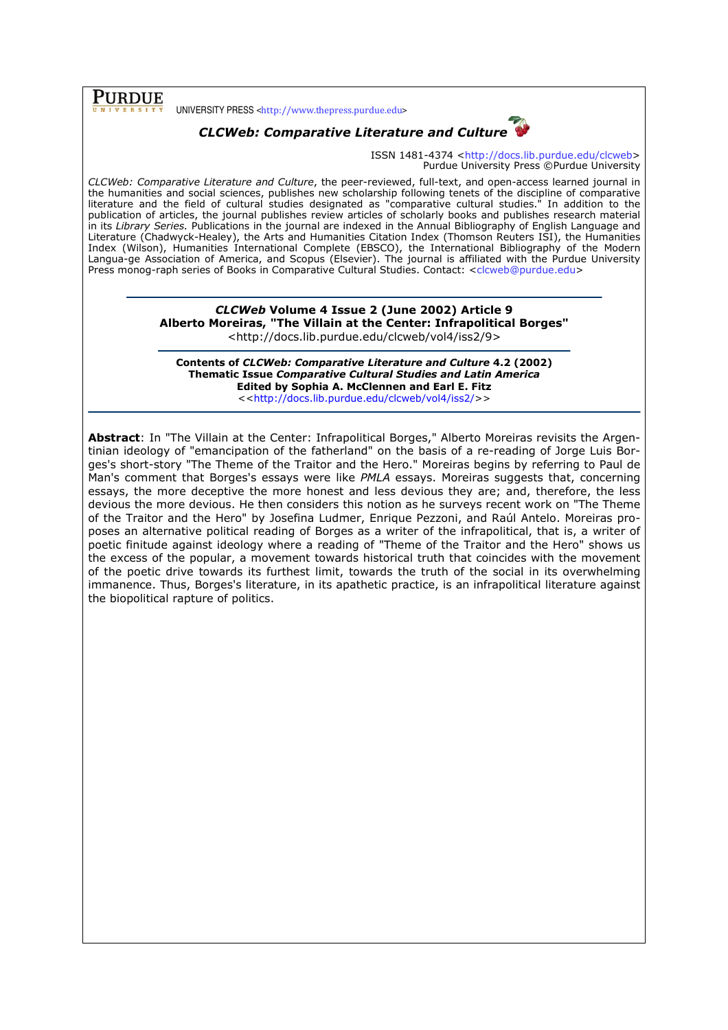**PURDUE** UNIVERSITY PRESS <http://www.thepress.purdue.edu>

***CLCWeb: Comparative Literature and Culture***

ISSN 1481-4374 <http://docs.lib.purdue.edu/clcweb>
Purdue University Press ©Purdue University

*CLCWeb: Comparative Literature and Culture*, the peer-reviewed, full-text, and open-access learned journal in the humanities and social sciences, publishes new scholarship following tenets of the discipline of comparative literature and the field of cultural studies designated as "comparative cultural studies." In addition to the publication of articles, the journal publishes review articles of scholarly books and publishes research material in its *Library Series.* Publications in the journal are indexed in the Annual Bibliography of English Language and Literature (Chadwyck-Healey), the Arts and Humanities Citation Index (Thomson Reuters ISI), the Humanities Index (Wilson), Humanities International Complete (EBSCO), the International Bibliography of the Modern Langua-ge Association of America, and Scopus (Elsevier). The journal is affiliated with the Purdue University Press monog-raph series of Books in Comparative Cultural Studies. Contact: <clcweb@purdue.edu>

---

***CLCWeb* Volume 4 Issue 2 (June 2002) Article 9**
**Alberto Moreiras, "The Villain at the Center: Infrapolitical Borges"**
<http://docs.lib.purdue.edu/clcweb/vol4/iss2/9>

---

**Contents of *CLCWeb: Comparative Literature and Culture* 4.2 (2002)**
**Thematic Issue *Comparative Cultural Studies and Latin America***
**Edited by Sophia A. McClennen and Earl E. Fitz**
<<http://docs.lib.purdue.edu/clcweb/vol4/iss2/>>

---

**Abstract**: In "The Villain at the Center: Infrapolitical Borges," Alberto Moreiras revisits the Argentinian ideology of "emancipation of the fatherland" on the basis of a re-reading of Jorge Luis Borges's short-story "The Theme of the Traitor and the Hero." Moreiras begins by referring to Paul de Man's comment that Borges's essays were like *PMLA* essays. Moreiras suggests that, concerning essays, the more deceptive the more honest and less devious they are; and, therefore, the less devious the more devious. He then considers this notion as he surveys recent work on "The Theme of the Traitor and the Hero" by Josefina Ludmer, Enrique Pezzoni, and Raúl Antelo. Moreiras proposes an alternative political reading of Borges as a writer of the infrapolitical, that is, a writer of poetic finitude against ideology where a reading of "Theme of the Traitor and the Hero" shows us the excess of the popular, a movement towards historical truth that coincides with the movement of the poetic drive towards its furthest limit, towards the truth of the social in its overwhelming immanence. Thus, Borges's literature, in its apathetic practice, is an infrapolitical literature against the biopolitical rapture of politics.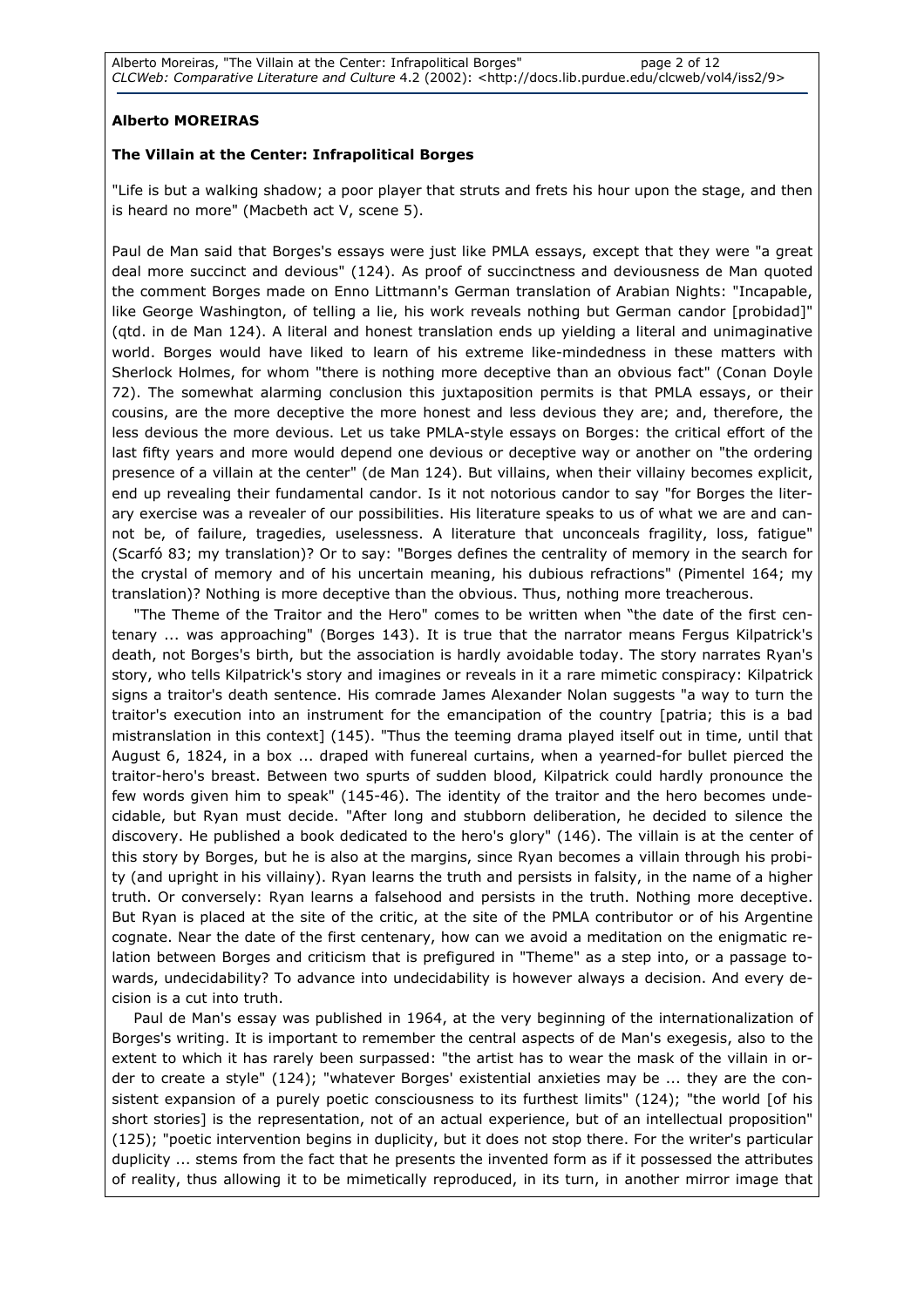**Alberto MOREIRAS**

**The Villain at the Center: Infrapolitical Borges**

"Life is but a walking shadow; a poor player that struts and frets his hour upon the stage, and then is heard no more" (Macbeth act V, scene 5).

Paul de Man said that Borges's essays were just like PMLA essays, except that they were "a great deal more succinct and devious" (124). As proof of succinctness and deviousness de Man quoted the comment Borges made on Enno Littmann's German translation of Arabian Nights: "Incapable, like George Washington, of telling a lie, his work reveals nothing but German candor [probidad]" (qtd. in de Man 124). A literal and honest translation ends up yielding a literal and unimaginative world. Borges would have liked to learn of his extreme like-mindedness in these matters with Sherlock Holmes, for whom "there is nothing more deceptive than an obvious fact" (Conan Doyle 72). The somewhat alarming conclusion this juxtaposition permits is that PMLA essays, or their cousins, are the more deceptive the more honest and less devious they are; and, therefore, the less devious the more devious. Let us take PMLA-style essays on Borges: the critical effort of the last fifty years and more would depend one devious or deceptive way or another on "the ordering presence of a villain at the center" (de Man 124). But villains, when their villainy becomes explicit, end up revealing their fundamental candor. Is it not notorious candor to say "for Borges the literary exercise was a revealer of our possibilities. His literature speaks to us of what we are and cannot be, of failure, tragedies, uselessness. A literature that unconceals fragility, loss, fatigue" (Scarfó 83; my translation)? Or to say: "Borges defines the centrality of memory in the search for the crystal of memory and of his uncertain meaning, his dubious refractions" (Pimentel 164; my translation)? Nothing is more deceptive than the obvious. Thus, nothing more treacherous.

"The Theme of the Traitor and the Hero" comes to be written when "the date of the first centenary ... was approaching" (Borges 143). It is true that the narrator means Fergus Kilpatrick's death, not Borges's birth, but the association is hardly avoidable today. The story narrates Ryan's story, who tells Kilpatrick's story and imagines or reveals in it a rare mimetic conspiracy: Kilpatrick signs a traitor's death sentence. His comrade James Alexander Nolan suggests "a way to turn the traitor's execution into an instrument for the emancipation of the country [patria; this is a bad mistranslation in this context] (145). "Thus the teeming drama played itself out in time, until that August 6, 1824, in a box ... draped with funereal curtains, when a yearned-for bullet pierced the traitor-hero's breast. Between two spurts of sudden blood, Kilpatrick could hardly pronounce the few words given him to speak" (145-46). The identity of the traitor and the hero becomes undecidable, but Ryan must decide. "After long and stubborn deliberation, he decided to silence the discovery. He published a book dedicated to the hero's glory" (146). The villain is at the center of this story by Borges, but he is also at the margins, since Ryan becomes a villain through his probity (and upright in his villainy). Ryan learns the truth and persists in falsity, in the name of a higher truth. Or conversely: Ryan learns a falsehood and persists in the truth. Nothing more deceptive. But Ryan is placed at the site of the critic, at the site of the PMLA contributor or of his Argentine cognate. Near the date of the first centenary, how can we avoid a meditation on the enigmatic relation between Borges and criticism that is prefigured in "Theme" as a step into, or a passage towards, undecidability? To advance into undecidability is however always a decision. And every decision is a cut into truth.

Paul de Man's essay was published in 1964, at the very beginning of the internationalization of Borges's writing. It is important to remember the central aspects of de Man's exegesis, also to the extent to which it has rarely been surpassed: "the artist has to wear the mask of the villain in order to create a style" (124); "whatever Borges' existential anxieties may be ... they are the consistent expansion of a purely poetic consciousness to its furthest limits" (124); "the world [of his short stories] is the representation, not of an actual experience, but of an intellectual proposition" (125); "poetic intervention begins in duplicity, but it does not stop there. For the writer's particular duplicity ... stems from the fact that he presents the invented form as if it possessed the attributes of reality, thus allowing it to be mimetically reproduced, in its turn, in another mirror image that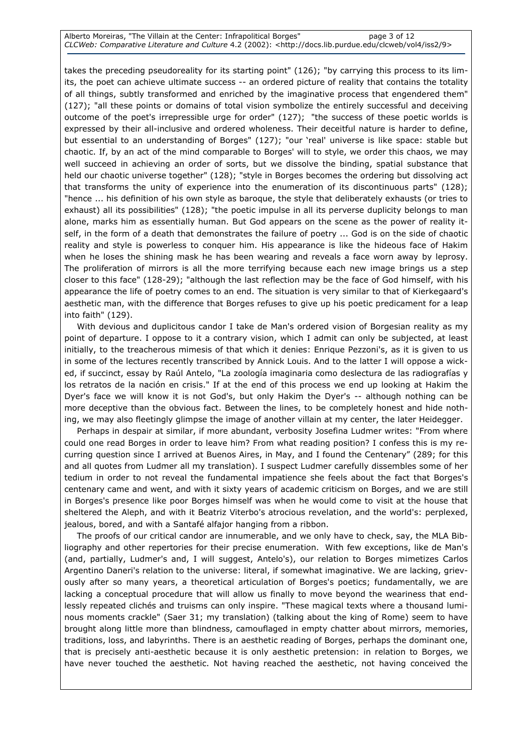takes the preceding pseudoreality for its starting point" (126); "by carrying this process to its limits, the poet can achieve ultimate success -- an ordered picture of reality that contains the totality of all things, subtly transformed and enriched by the imaginative process that engendered them" (127); "all these points or domains of total vision symbolize the entirely successful and deceiving outcome of the poet's irrepressible urge for order" (127); "the success of these poetic worlds is expressed by their all-inclusive and ordered wholeness. Their deceitful nature is harder to define, but essential to an understanding of Borges" (127); "our 'real' universe is like space: stable but chaotic. If, by an act of the mind comparable to Borges' will to style, we order this chaos, we may well succeed in achieving an order of sorts, but we dissolve the binding, spatial substance that held our chaotic universe together" (128); "style in Borges becomes the ordering but dissolving act that transforms the unity of experience into the enumeration of its discontinuous parts" (128); "hence ... his definition of his own style as baroque, the style that deliberately exhausts (or tries to exhaust) all its possibilities" (128); "the poetic impulse in all its perverse duplicity belongs to man alone, marks him as essentially human. But God appears on the scene as the power of reality itself, in the form of a death that demonstrates the failure of poetry ... God is on the side of chaotic reality and style is powerless to conquer him. His appearance is like the hideous face of Hakim when he loses the shining mask he has been wearing and reveals a face worn away by leprosy. The proliferation of mirrors is all the more terrifying because each new image brings us a step closer to this face" (128-29); "although the last reflection may be the face of God himself, with his appearance the life of poetry comes to an end. The situation is very similar to that of Kierkegaard's aesthetic man, with the difference that Borges refuses to give up his poetic predicament for a leap into faith" (129).

With devious and duplicitous candor I take de Man's ordered vision of Borgesian reality as my point of departure. I oppose to it a contrary vision, which I admit can only be subjected, at least initially, to the treacherous mimesis of that which it denies: Enrique Pezzoni's, as it is given to us in some of the lectures recently transcribed by Annick Louis. And to the latter I will oppose a wicked, if succinct, essay by Raúl Antelo, "La zoología imaginaria como deslectura de las radiografías y los retratos de la nación en crisis." If at the end of this process we end up looking at Hakim the Dyer's face we will know it is not God's, but only Hakim the Dyer's -- although nothing can be more deceptive than the obvious fact. Between the lines, to be completely honest and hide nothing, we may also fleetingly glimpse the image of another villain at my center, the later Heidegger.

Perhaps in despair at similar, if more abundant, verbosity Josefina Ludmer writes: "From where could one read Borges in order to leave him? From what reading position? I confess this is my recurring question since I arrived at Buenos Aires, in May, and I found the Centenary" (289; for this and all quotes from Ludmer all my translation). I suspect Ludmer carefully dissembles some of her tedium in order to not reveal the fundamental impatience she feels about the fact that Borges's centenary came and went, and with it sixty years of academic criticism on Borges, and we are still in Borges's presence like poor Borges himself was when he would come to visit at the house that sheltered the Aleph, and with it Beatriz Viterbo's atrocious revelation, and the world's: perplexed, jealous, bored, and with a Santafé alfajor hanging from a ribbon.

The proofs of our critical candor are innumerable, and we only have to check, say, the MLA Bibliography and other repertories for their precise enumeration. With few exceptions, like de Man's (and, partially, Ludmer's and, I will suggest, Antelo's), our relation to Borges mimetizes Carlos Argentino Daneri's relation to the universe: literal, if somewhat imaginative. We are lacking, grievously after so many years, a theoretical articulation of Borges's poetics; fundamentally, we are lacking a conceptual procedure that will allow us finally to move beyond the weariness that endlessly repeated clichés and truisms can only inspire. "These magical texts where a thousand luminous moments crackle" (Saer 31; my translation) (talking about the king of Rome) seem to have brought along little more than blindness, camouflaged in empty chatter about mirrors, memories, traditions, loss, and labyrinths. There is an aesthetic reading of Borges, perhaps the dominant one, that is precisely anti-aesthetic because it is only aesthetic pretension: in relation to Borges, we have never touched the aesthetic. Not having reached the aesthetic, not having conceived the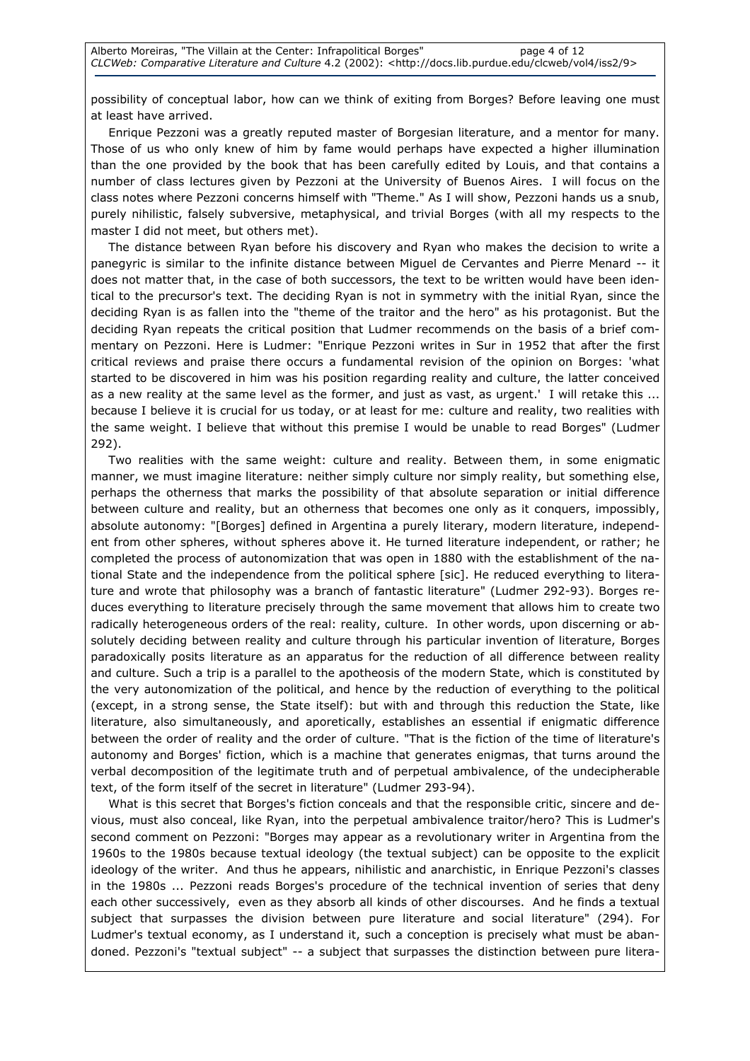possibility of conceptual labor, how can we think of exiting from Borges? Before leaving one must at least have arrived.

Enrique Pezzoni was a greatly reputed master of Borgesian literature, and a mentor for many. Those of us who only knew of him by fame would perhaps have expected a higher illumination than the one provided by the book that has been carefully edited by Louis, and that contains a number of class lectures given by Pezzoni at the University of Buenos Aires. I will focus on the class notes where Pezzoni concerns himself with "Theme." As I will show, Pezzoni hands us a snub, purely nihilistic, falsely subversive, metaphysical, and trivial Borges (with all my respects to the master I did not meet, but others met).

The distance between Ryan before his discovery and Ryan who makes the decision to write a panegyric is similar to the infinite distance between Miguel de Cervantes and Pierre Menard -- it does not matter that, in the case of both successors, the text to be written would have been identical to the precursor's text. The deciding Ryan is not in symmetry with the initial Ryan, since the deciding Ryan is as fallen into the "theme of the traitor and the hero" as his protagonist. But the deciding Ryan repeats the critical position that Ludmer recommends on the basis of a brief commentary on Pezzoni. Here is Ludmer: "Enrique Pezzoni writes in Sur in 1952 that after the first critical reviews and praise there occurs a fundamental revision of the opinion on Borges: 'what started to be discovered in him was his position regarding reality and culture, the latter conceived as a new reality at the same level as the former, and just as vast, as urgent.' I will retake this ... because I believe it is crucial for us today, or at least for me: culture and reality, two realities with the same weight. I believe that without this premise I would be unable to read Borges" (Ludmer 292).

Two realities with the same weight: culture and reality. Between them, in some enigmatic manner, we must imagine literature: neither simply culture nor simply reality, but something else, perhaps the otherness that marks the possibility of that absolute separation or initial difference between culture and reality, but an otherness that becomes one only as it conquers, impossibly, absolute autonomy: "[Borges] defined in Argentina a purely literary, modern literature, independent from other spheres, without spheres above it. He turned literature independent, or rather; he completed the process of autonomization that was open in 1880 with the establishment of the national State and the independence from the political sphere [sic]. He reduced everything to literature and wrote that philosophy was a branch of fantastic literature" (Ludmer 292-93). Borges reduces everything to literature precisely through the same movement that allows him to create two radically heterogeneous orders of the real: reality, culture. In other words, upon discerning or absolutely deciding between reality and culture through his particular invention of literature, Borges paradoxically posits literature as an apparatus for the reduction of all difference between reality and culture. Such a trip is a parallel to the apotheosis of the modern State, which is constituted by the very autonomization of the political, and hence by the reduction of everything to the political (except, in a strong sense, the State itself): but with and through this reduction the State, like literature, also simultaneously, and aporetically, establishes an essential if enigmatic difference between the order of reality and the order of culture. "That is the fiction of the time of literature's autonomy and Borges' fiction, which is a machine that generates enigmas, that turns around the verbal decomposition of the legitimate truth and of perpetual ambivalence, of the undecipherable text, of the form itself of the secret in literature" (Ludmer 293-94).

What is this secret that Borges's fiction conceals and that the responsible critic, sincere and devious, must also conceal, like Ryan, into the perpetual ambivalence traitor/hero? This is Ludmer's second comment on Pezzoni: "Borges may appear as a revolutionary writer in Argentina from the 1960s to the 1980s because textual ideology (the textual subject) can be opposite to the explicit ideology of the writer. And thus he appears, nihilistic and anarchistic, in Enrique Pezzoni's classes in the 1980s ... Pezzoni reads Borges's procedure of the technical invention of series that deny each other successively, even as they absorb all kinds of other discourses. And he finds a textual subject that surpasses the division between pure literature and social literature" (294). For Ludmer's textual economy, as I understand it, such a conception is precisely what must be abandoned. Pezzoni's "textual subject" -- a subject that surpasses the distinction between pure litera-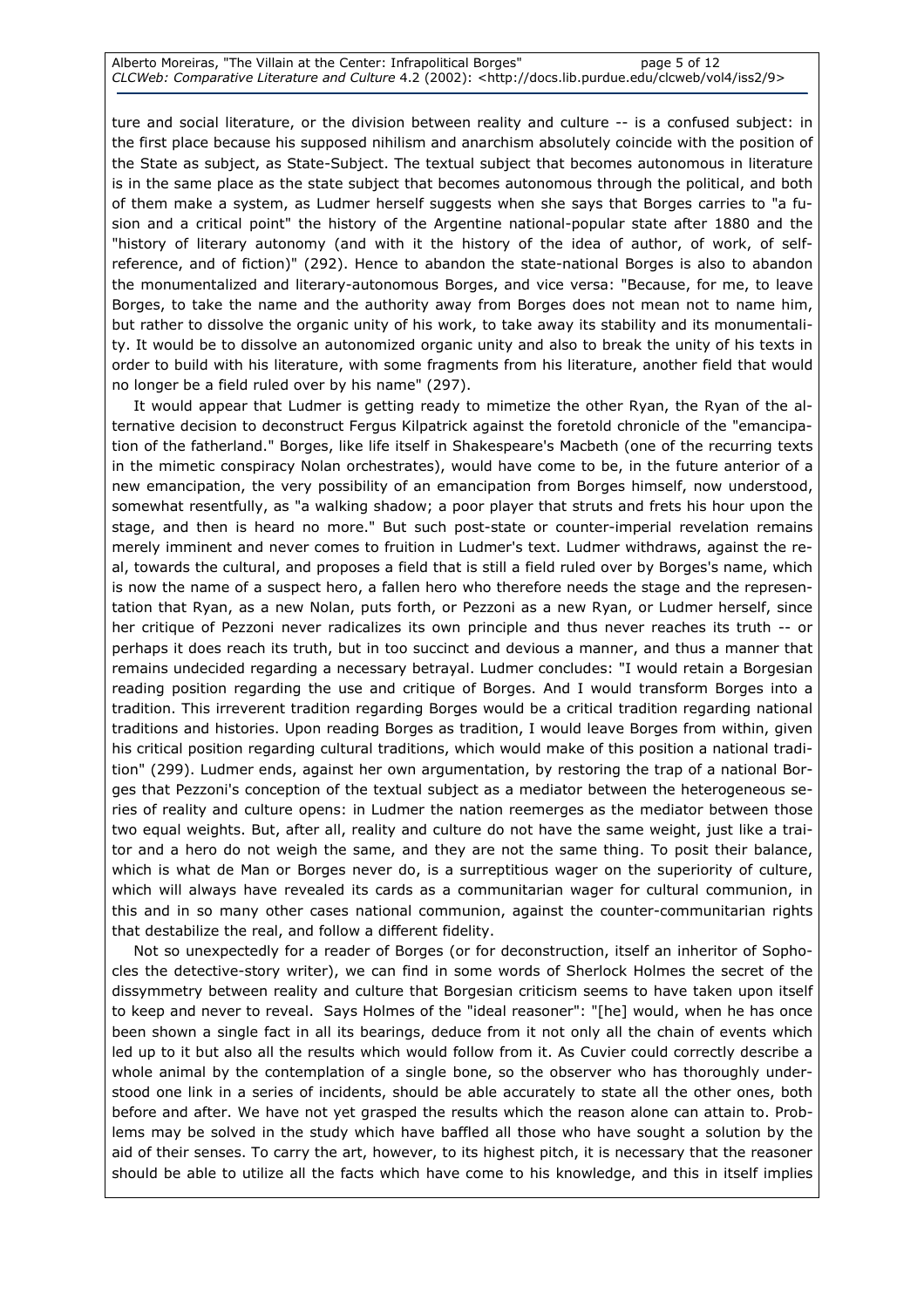ture and social literature, or the division between reality and culture -- is a confused subject: in the first place because his supposed nihilism and anarchism absolutely coincide with the position of the State as subject, as State-Subject. The textual subject that becomes autonomous in literature is in the same place as the state subject that becomes autonomous through the political, and both of them make a system, as Ludmer herself suggests when she says that Borges carries to "a fusion and a critical point" the history of the Argentine national-popular state after 1880 and the "history of literary autonomy (and with it the history of the idea of author, of work, of self-reference, and of fiction)" (292). Hence to abandon the state-national Borges is also to abandon the monumentalized and literary-autonomous Borges, and vice versa: "Because, for me, to leave Borges, to take the name and the authority away from Borges does not mean not to name him, but rather to dissolve the organic unity of his work, to take away its stability and its monumentality. It would be to dissolve an autonomized organic unity and also to break the unity of his texts in order to build with his literature, with some fragments from his literature, another field that would no longer be a field ruled over by his name" (297).

It would appear that Ludmer is getting ready to mimetize the other Ryan, the Ryan of the alternative decision to deconstruct Fergus Kilpatrick against the foretold chronicle of the "emancipation of the fatherland." Borges, like life itself in Shakespeare's Macbeth (one of the recurring texts in the mimetic conspiracy Nolan orchestrates), would have come to be, in the future anterior of a new emancipation, the very possibility of an emancipation from Borges himself, now understood, somewhat resentfully, as "a walking shadow; a poor player that struts and frets his hour upon the stage, and then is heard no more." But such post-state or counter-imperial revelation remains merely imminent and never comes to fruition in Ludmer's text. Ludmer withdraws, against the real, towards the cultural, and proposes a field that is still a field ruled over by Borges's name, which is now the name of a suspect hero, a fallen hero who therefore needs the stage and the representation that Ryan, as a new Nolan, puts forth, or Pezzoni as a new Ryan, or Ludmer herself, since her critique of Pezzoni never radicalizes its own principle and thus never reaches its truth -- or perhaps it does reach its truth, but in too succinct and devious a manner, and thus a manner that remains undecided regarding a necessary betrayal. Ludmer concludes: "I would retain a Borgesian reading position regarding the use and critique of Borges. And I would transform Borges into a tradition. This irreverent tradition regarding Borges would be a critical tradition regarding national traditions and histories. Upon reading Borges as tradition, I would leave Borges from within, given his critical position regarding cultural traditions, which would make of this position a national tradition" (299). Ludmer ends, against her own argumentation, by restoring the trap of a national Borges that Pezzoni's conception of the textual subject as a mediator between the heterogeneous series of reality and culture opens: in Ludmer the nation reemerges as the mediator between those two equal weights. But, after all, reality and culture do not have the same weight, just like a traitor and a hero do not weigh the same, and they are not the same thing. To posit their balance, which is what de Man or Borges never do, is a surreptitious wager on the superiority of culture, which will always have revealed its cards as a communitarian wager for cultural communion, in this and in so many other cases national communion, against the counter-communitarian rights that destabilize the real, and follow a different fidelity.

Not so unexpectedly for a reader of Borges (or for deconstruction, itself an inheritor of Sophocles the detective-story writer), we can find in some words of Sherlock Holmes the secret of the dissymmetry between reality and culture that Borgesian criticism seems to have taken upon itself to keep and never to reveal. Says Holmes of the "ideal reasoner": "[he] would, when he has once been shown a single fact in all its bearings, deduce from it not only all the chain of events which led up to it but also all the results which would follow from it. As Cuvier could correctly describe a whole animal by the contemplation of a single bone, so the observer who has thoroughly understood one link in a series of incidents, should be able accurately to state all the other ones, both before and after. We have not yet grasped the results which the reason alone can attain to. Problems may be solved in the study which have baffled all those who have sought a solution by the aid of their senses. To carry the art, however, to its highest pitch, it is necessary that the reasoner should be able to utilize all the facts which have come to his knowledge, and this in itself implies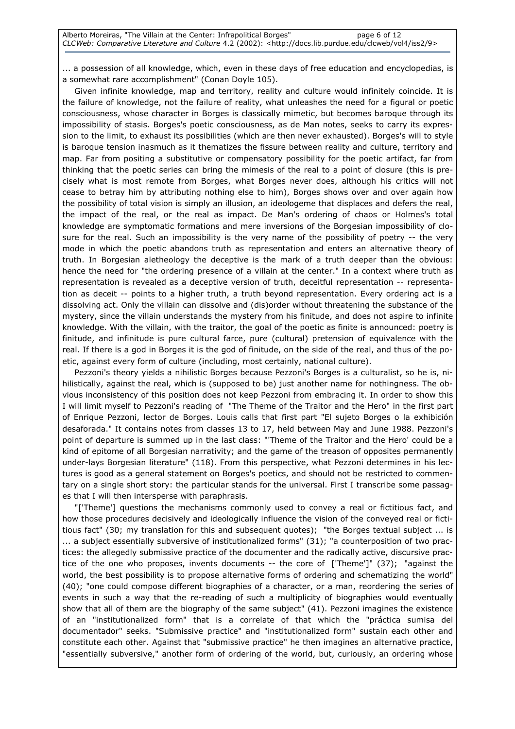... a possession of all knowledge, which, even in these days of free education and encyclopedias, is a somewhat rare accomplishment" (Conan Doyle 105).

Given infinite knowledge, map and territory, reality and culture would infinitely coincide. It is the failure of knowledge, not the failure of reality, what unleashes the need for a figural or poetic consciousness, whose character in Borges is classically mimetic, but becomes baroque through its impossibility of stasis. Borges's poetic consciousness, as de Man notes, seeks to carry its expression to the limit, to exhaust its possibilities (which are then never exhausted). Borges's will to style is baroque tension inasmuch as it thematizes the fissure between reality and culture, territory and map. Far from positing a substitutive or compensatory possibility for the poetic artifact, far from thinking that the poetic series can bring the mimesis of the real to a point of closure (this is precisely what is most remote from Borges, what Borges never does, although his critics will not cease to betray him by attributing nothing else to him), Borges shows over and over again how the possibility of total vision is simply an illusion, an ideologeme that displaces and defers the real, the impact of the real, or the real as impact. De Man's ordering of chaos or Holmes's total knowledge are symptomatic formations and mere inversions of the Borgesian impossibility of closure for the real. Such an impossibility is the very name of the possibility of poetry -- the very mode in which the poetic abandons truth as representation and enters an alternative theory of truth. In Borgesian aletheology the deceptive is the mark of a truth deeper than the obvious: hence the need for "the ordering presence of a villain at the center." In a context where truth as representation is revealed as a deceptive version of truth, deceitful representation -- representation as deceit -- points to a higher truth, a truth beyond representation. Every ordering act is a dissolving act. Only the villain can dissolve and (dis)order without threatening the substance of the mystery, since the villain understands the mystery from his finitude, and does not aspire to infinite knowledge. With the villain, with the traitor, the goal of the poetic as finite is announced: poetry is finitude, and infinitude is pure cultural farce, pure (cultural) pretension of equivalence with the real. If there is a god in Borges it is the god of finitude, on the side of the real, and thus of the poetic, against every form of culture (including, most certainly, national culture).

Pezzoni's theory yields a nihilistic Borges because Pezzoni's Borges is a culturalist, so he is, nihilistically, against the real, which is (supposed to be) just another name for nothingness. The obvious inconsistency of this position does not keep Pezzoni from embracing it. In order to show this I will limit myself to Pezzoni's reading of "The Theme of the Traitor and the Hero" in the first part of Enrique Pezzoni, lector de Borges. Louis calls that first part "El sujeto Borges o la exhibición desaforada." It contains notes from classes 13 to 17, held between May and June 1988. Pezzoni's point of departure is summed up in the last class: "'Theme of the Traitor and the Hero' could be a kind of epitome of all Borgesian narrativity; and the game of the treason of opposites permanently under-lays Borgesian literature" (118). From this perspective, what Pezzoni determines in his lectures is good as a general statement on Borges's poetics, and should not be restricted to commentary on a single short story: the particular stands for the universal. First I transcribe some passages that I will then intersperse with paraphrasis.

"['Theme'] questions the mechanisms commonly used to convey a real or fictitious fact, and how those procedures decisively and ideologically influence the vision of the conveyed real or fictitious fact" (30; my translation for this and subsequent quotes); "the Borges textual subject ... is ... a subject essentially subversive of institutionalized forms" (31); "a counterposition of two practices: the allegedly submissive practice of the documenter and the radically active, discursive practice of the one who proposes, invents documents -- the core of ['Theme']" (37); "against the world, the best possibility is to propose alternative forms of ordering and schematizing the world" (40); "one could compose different biographies of a character, or a man, reordering the series of events in such a way that the re-reading of such a multiplicity of biographies would eventually show that all of them are the biography of the same subject" (41). Pezzoni imagines the existence of an "institutionalized form" that is a correlate of that which the "práctica sumisa del documentador" seeks. "Submissive practice" and "institutionalized form" sustain each other and constitute each other. Against that "submissive practice" he then imagines an alternative practice, "essentially subversive," another form of ordering of the world, but, curiously, an ordering whose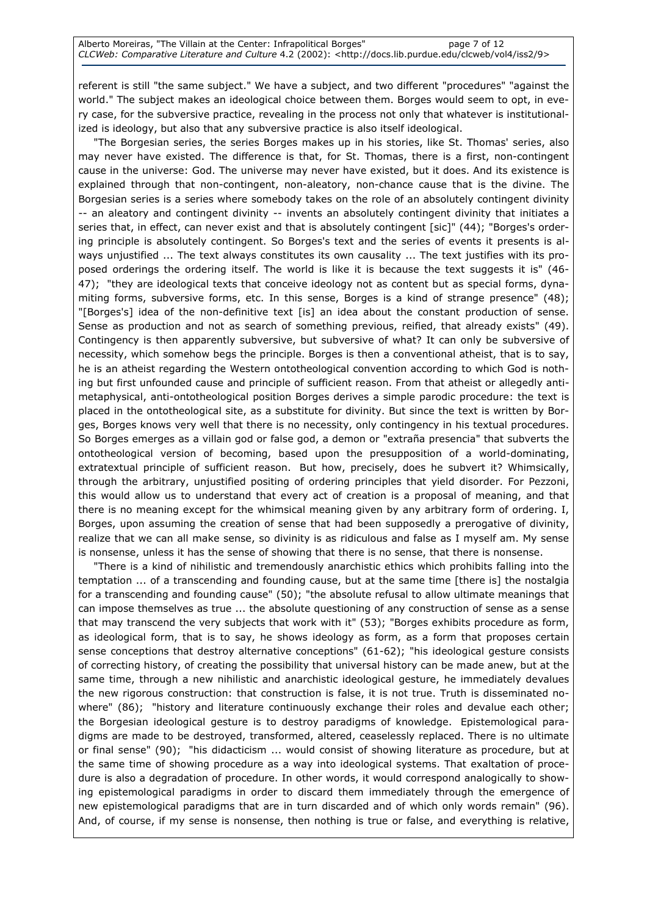referent is still "the same subject." We have a subject, and two different "procedures" "against the world." The subject makes an ideological choice between them. Borges would seem to opt, in every case, for the subversive practice, revealing in the process not only that whatever is institutionalized is ideology, but also that any subversive practice is also itself ideological.

"The Borgesian series, the series Borges makes up in his stories, like St. Thomas' series, also may never have existed. The difference is that, for St. Thomas, there is a first, non-contingent cause in the universe: God. The universe may never have existed, but it does. And its existence is explained through that non-contingent, non-aleatory, non-chance cause that is the divine. The Borgesian series is a series where somebody takes on the role of an absolutely contingent divinity -- an aleatory and contingent divinity -- invents an absolutely contingent divinity that initiates a series that, in effect, can never exist and that is absolutely contingent [sic]" (44); "Borges's ordering principle is absolutely contingent. So Borges's text and the series of events it presents is always unjustified ... The text always constitutes its own causality ... The text justifies with its proposed orderings the ordering itself. The world is like it is because the text suggests it is" (46-47); "they are ideological texts that conceive ideology not as content but as special forms, dynamiting forms, subversive forms, etc. In this sense, Borges is a kind of strange presence" (48); "[Borges's] idea of the non-definitive text [is] an idea about the constant production of sense. Sense as production and not as search of something previous, reified, that already exists" (49). Contingency is then apparently subversive, but subversive of what? It can only be subversive of necessity, which somehow begs the principle. Borges is then a conventional atheist, that is to say, he is an atheist regarding the Western ontotheological convention according to which God is nothing but first unfounded cause and principle of sufficient reason. From that atheist or allegedly anti-metaphysical, anti-ontotheological position Borges derives a simple parodic procedure: the text is placed in the ontotheological site, as a substitute for divinity. But since the text is written by Borges, Borges knows very well that there is no necessity, only contingency in his textual procedures. So Borges emerges as a villain god or false god, a demon or "extraña presencia" that subverts the ontotheological version of becoming, based upon the presupposition of a world-dominating, extratextual principle of sufficient reason. But how, precisely, does he subvert it? Whimsically, through the arbitrary, unjustified positing of ordering principles that yield disorder. For Pezzoni, this would allow us to understand that every act of creation is a proposal of meaning, and that there is no meaning except for the whimsical meaning given by any arbitrary form of ordering. I, Borges, upon assuming the creation of sense that had been supposedly a prerogative of divinity, realize that we can all make sense, so divinity is as ridiculous and false as I myself am. My sense is nonsense, unless it has the sense of showing that there is no sense, that there is nonsense.

"There is a kind of nihilistic and tremendously anarchistic ethics which prohibits falling into the temptation ... of a transcending and founding cause, but at the same time [there is] the nostalgia for a transcending and founding cause" (50); "the absolute refusal to allow ultimate meanings that can impose themselves as true ... the absolute questioning of any construction of sense as a sense that may transcend the very subjects that work with it" (53); "Borges exhibits procedure as form, as ideological form, that is to say, he shows ideology as form, as a form that proposes certain sense conceptions that destroy alternative conceptions" (61-62); "his ideological gesture consists of correcting history, of creating the possibility that universal history can be made anew, but at the same time, through a new nihilistic and anarchistic ideological gesture, he immediately devalues the new rigorous construction: that construction is false, it is not true. Truth is disseminated nowhere" (86); "history and literature continuously exchange their roles and devalue each other; the Borgesian ideological gesture is to destroy paradigms of knowledge. Epistemological paradigms are made to be destroyed, transformed, altered, ceaselessly replaced. There is no ultimate or final sense" (90); "his didacticism ... would consist of showing literature as procedure, but at the same time of showing procedure as a way into ideological systems. That exaltation of procedure is also a degradation of procedure. In other words, it would correspond analogically to showing epistemological paradigms in order to discard them immediately through the emergence of new epistemological paradigms that are in turn discarded and of which only words remain" (96). And, of course, if my sense is nonsense, then nothing is true or false, and everything is relative,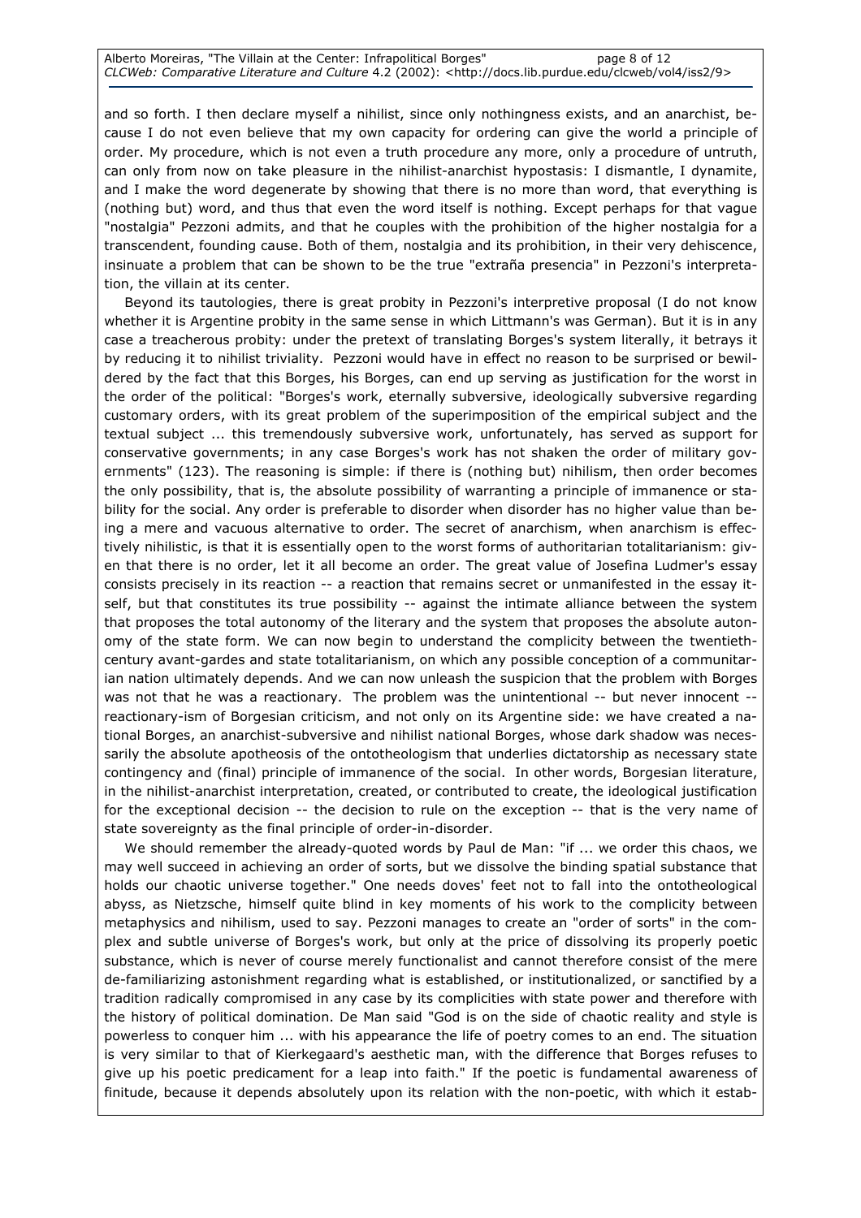and so forth. I then declare myself a nihilist, since only nothingness exists, and an anarchist, because I do not even believe that my own capacity for ordering can give the world a principle of order. My procedure, which is not even a truth procedure any more, only a procedure of untruth, can only from now on take pleasure in the nihilist-anarchist hypostasis: I dismantle, I dynamite, and I make the word degenerate by showing that there is no more than word, that everything is (nothing but) word, and thus that even the word itself is nothing. Except perhaps for that vague "nostalgia" Pezzoni admits, and that he couples with the prohibition of the higher nostalgia for a transcendent, founding cause. Both of them, nostalgia and its prohibition, in their very dehiscence, insinuate a problem that can be shown to be the true "extraña presencia" in Pezzoni's interpretation, the villain at its center.

Beyond its tautologies, there is great probity in Pezzoni's interpretive proposal (I do not know whether it is Argentine probity in the same sense in which Littmann's was German). But it is in any case a treacherous probity: under the pretext of translating Borges's system literally, it betrays it by reducing it to nihilist triviality. Pezzoni would have in effect no reason to be surprised or bewildered by the fact that this Borges, his Borges, can end up serving as justification for the worst in the order of the political: "Borges's work, eternally subversive, ideologically subversive regarding customary orders, with its great problem of the superimposition of the empirical subject and the textual subject ... this tremendously subversive work, unfortunately, has served as support for conservative governments; in any case Borges's work has not shaken the order of military governments" (123). The reasoning is simple: if there is (nothing but) nihilism, then order becomes the only possibility, that is, the absolute possibility of warranting a principle of immanence or stability for the social. Any order is preferable to disorder when disorder has no higher value than being a mere and vacuous alternative to order. The secret of anarchism, when anarchism is effectively nihilistic, is that it is essentially open to the worst forms of authoritarian totalitarianism: given that there is no order, let it all become an order. The great value of Josefina Ludmer's essay consists precisely in its reaction -- a reaction that remains secret or unmanifested in the essay itself, but that constitutes its true possibility -- against the intimate alliance between the system that proposes the total autonomy of the literary and the system that proposes the absolute autonomy of the state form. We can now begin to understand the complicity between the twentieth-century avant-gardes and state totalitarianism, on which any possible conception of a communitarian nation ultimately depends. And we can now unleash the suspicion that the problem with Borges was not that he was a reactionary. The problem was the unintentional -- but never innocent -- reactionary-ism of Borgesian criticism, and not only on its Argentine side: we have created a national Borges, an anarchist-subversive and nihilist national Borges, whose dark shadow was necessarily the absolute apotheosis of the ontotheologism that underlies dictatorship as necessary state contingency and (final) principle of immanence of the social. In other words, Borgesian literature, in the nihilist-anarchist interpretation, created, or contributed to create, the ideological justification for the exceptional decision -- the decision to rule on the exception -- that is the very name of state sovereignty as the final principle of order-in-disorder.

We should remember the already-quoted words by Paul de Man: "if ... we order this chaos, we may well succeed in achieving an order of sorts, but we dissolve the binding spatial substance that holds our chaotic universe together." One needs doves' feet not to fall into the ontotheological abyss, as Nietzsche, himself quite blind in key moments of his work to the complicity between metaphysics and nihilism, used to say. Pezzoni manages to create an "order of sorts" in the complex and subtle universe of Borges's work, but only at the price of dissolving its properly poetic substance, which is never of course merely functionalist and cannot therefore consist of the mere de-familiarizing astonishment regarding what is established, or institutionalized, or sanctified by a tradition radically compromised in any case by its complicities with state power and therefore with the history of political domination. De Man said "God is on the side of chaotic reality and style is powerless to conquer him ... with his appearance the life of poetry comes to an end. The situation is very similar to that of Kierkegaard's aesthetic man, with the difference that Borges refuses to give up his poetic predicament for a leap into faith." If the poetic is fundamental awareness of finitude, because it depends absolutely upon its relation with the non-poetic, with which it estab-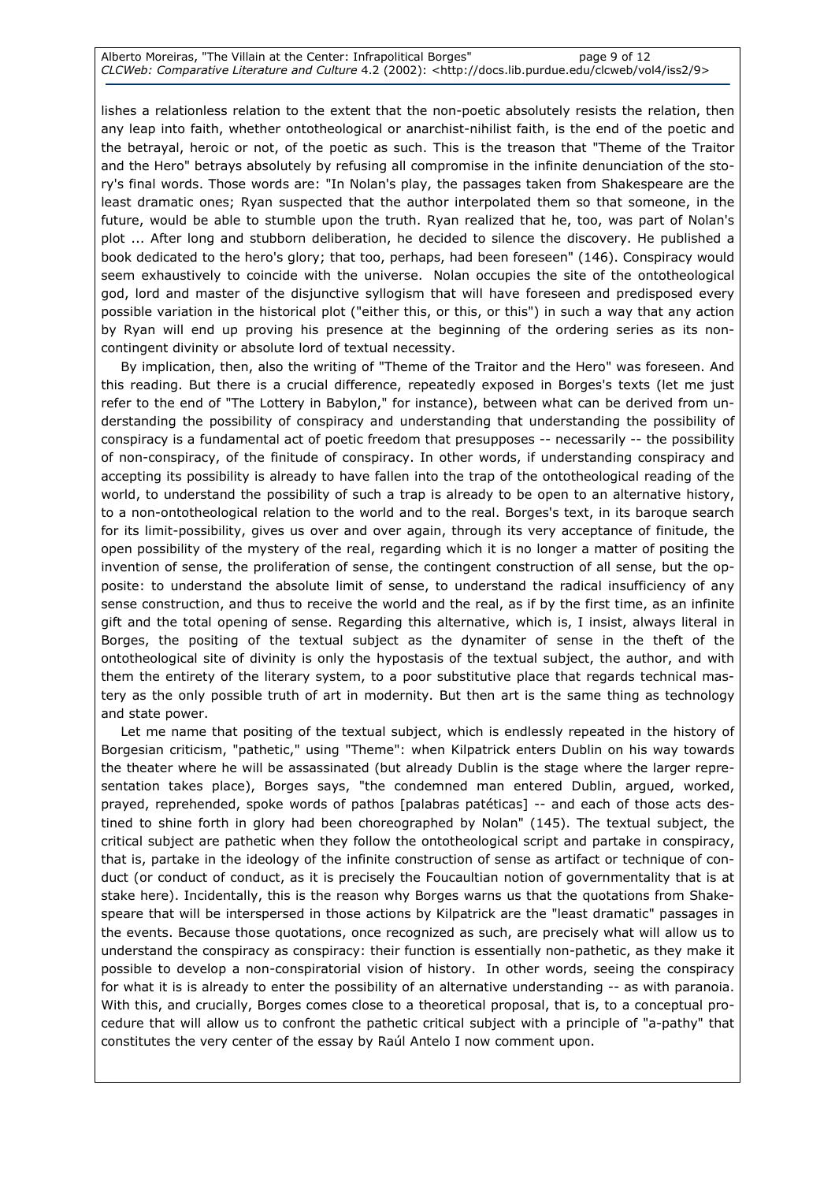lishes a relationless relation to the extent that the non-poetic absolutely resists the relation, then any leap into faith, whether ontotheological or anarchist-nihilist faith, is the end of the poetic and the betrayal, heroic or not, of the poetic as such. This is the treason that "Theme of the Traitor and the Hero" betrays absolutely by refusing all compromise in the infinite denunciation of the story's final words. Those words are: "In Nolan's play, the passages taken from Shakespeare are the least dramatic ones; Ryan suspected that the author interpolated them so that someone, in the future, would be able to stumble upon the truth. Ryan realized that he, too, was part of Nolan's plot ... After long and stubborn deliberation, he decided to silence the discovery. He published a book dedicated to the hero's glory; that too, perhaps, had been foreseen" (146). Conspiracy would seem exhaustively to coincide with the universe. Nolan occupies the site of the ontotheological god, lord and master of the disjunctive syllogism that will have foreseen and predisposed every possible variation in the historical plot ("either this, or this, or this") in such a way that any action by Ryan will end up proving his presence at the beginning of the ordering series as its non-contingent divinity or absolute lord of textual necessity.

By implication, then, also the writing of "Theme of the Traitor and the Hero" was foreseen. And this reading. But there is a crucial difference, repeatedly exposed in Borges's texts (let me just refer to the end of "The Lottery in Babylon," for instance), between what can be derived from understanding the possibility of conspiracy and understanding that understanding the possibility of conspiracy is a fundamental act of poetic freedom that presupposes -- necessarily -- the possibility of non-conspiracy, of the finitude of conspiracy. In other words, if understanding conspiracy and accepting its possibility is already to have fallen into the trap of the ontotheological reading of the world, to understand the possibility of such a trap is already to be open to an alternative history, to a non-ontotheological relation to the world and to the real. Borges's text, in its baroque search for its limit-possibility, gives us over and over again, through its very acceptance of finitude, the open possibility of the mystery of the real, regarding which it is no longer a matter of positing the invention of sense, the proliferation of sense, the contingent construction of all sense, but the opposite: to understand the absolute limit of sense, to understand the radical insufficiency of any sense construction, and thus to receive the world and the real, as if by the first time, as an infinite gift and the total opening of sense. Regarding this alternative, which is, I insist, always literal in Borges, the positing of the textual subject as the dynamiter of sense in the theft of the ontotheological site of divinity is only the hypostasis of the textual subject, the author, and with them the entirety of the literary system, to a poor substitutive place that regards technical mastery as the only possible truth of art in modernity. But then art is the same thing as technology and state power.

Let me name that positing of the textual subject, which is endlessly repeated in the history of Borgesian criticism, "pathetic," using "Theme": when Kilpatrick enters Dublin on his way towards the theater where he will be assassinated (but already Dublin is the stage where the larger representation takes place), Borges says, "the condemned man entered Dublin, argued, worked, prayed, reprehended, spoke words of pathos [palabras patéticas] -- and each of those acts destined to shine forth in glory had been choreographed by Nolan" (145). The textual subject, the critical subject are pathetic when they follow the ontotheological script and partake in conspiracy, that is, partake in the ideology of the infinite construction of sense as artifact or technique of conduct (or conduct of conduct, as it is precisely the Foucaultian notion of governmentality that is at stake here). Incidentally, this is the reason why Borges warns us that the quotations from Shakespeare that will be interspersed in those actions by Kilpatrick are the "least dramatic" passages in the events. Because those quotations, once recognized as such, are precisely what will allow us to understand the conspiracy as conspiracy: their function is essentially non-pathetic, as they make it possible to develop a non-conspiratorial vision of history. In other words, seeing the conspiracy for what it is is already to enter the possibility of an alternative understanding -- as with paranoia. With this, and crucially, Borges comes close to a theoretical proposal, that is, to a conceptual procedure that will allow us to confront the pathetic critical subject with a principle of "a-pathy" that constitutes the very center of the essay by Raúl Antelo I now comment upon.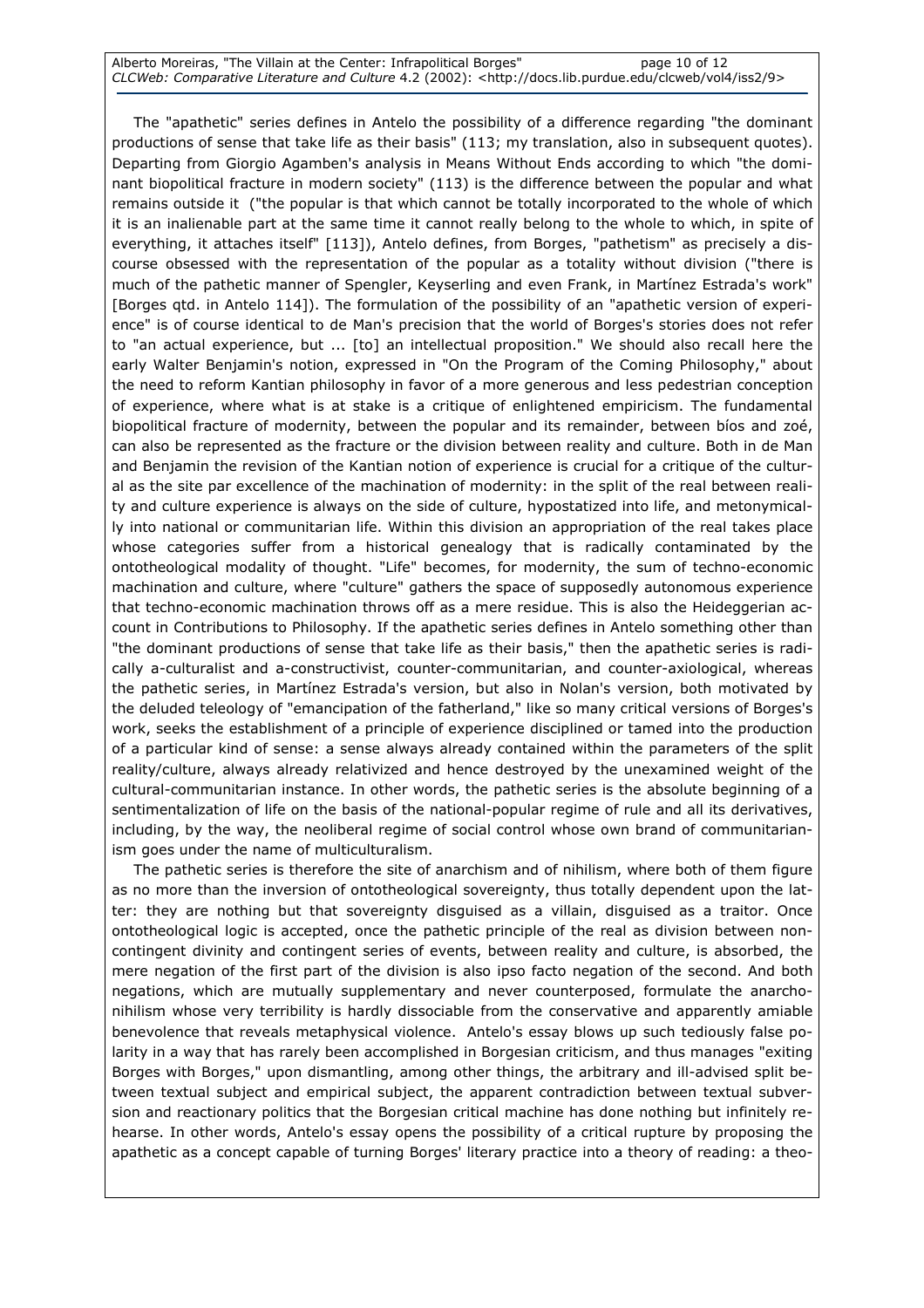The "apathetic" series defines in Antelo the possibility of a difference regarding "the dominant productions of sense that take life as their basis" (113; my translation, also in subsequent quotes). Departing from Giorgio Agamben's analysis in Means Without Ends according to which "the dominant biopolitical fracture in modern society" (113) is the difference between the popular and what remains outside it ("the popular is that which cannot be totally incorporated to the whole of which it is an inalienable part at the same time it cannot really belong to the whole to which, in spite of everything, it attaches itself" [113]), Antelo defines, from Borges, "pathetism" as precisely a discourse obsessed with the representation of the popular as a totality without division ("there is much of the pathetic manner of Spengler, Keyserling and even Frank, in Martínez Estrada's work" [Borges qtd. in Antelo 114]). The formulation of the possibility of an "apathetic version of experience" is of course identical to de Man's precision that the world of Borges's stories does not refer to "an actual experience, but ... [to] an intellectual proposition." We should also recall here the early Walter Benjamin's notion, expressed in "On the Program of the Coming Philosophy," about the need to reform Kantian philosophy in favor of a more generous and less pedestrian conception of experience, where what is at stake is a critique of enlightened empiricism. The fundamental biopolitical fracture of modernity, between the popular and its remainder, between bíos and zoé, can also be represented as the fracture or the division between reality and culture. Both in de Man and Benjamin the revision of the Kantian notion of experience is crucial for a critique of the cultural as the site par excellence of the machination of modernity: in the split of the real between reality and culture experience is always on the side of culture, hypostatized into life, and metonymically into national or communitarian life. Within this division an appropriation of the real takes place whose categories suffer from a historical genealogy that is radically contaminated by the ontotheological modality of thought. "Life" becomes, for modernity, the sum of techno-economic machination and culture, where "culture" gathers the space of supposedly autonomous experience that techno-economic machination throws off as a mere residue. This is also the Heideggerian account in Contributions to Philosophy. If the apathetic series defines in Antelo something other than "the dominant productions of sense that take life as their basis," then the apathetic series is radically a-culturalist and a-constructivist, counter-communitarian, and counter-axiological, whereas the pathetic series, in Martínez Estrada's version, but also in Nolan's version, both motivated by the deluded teleology of "emancipation of the fatherland," like so many critical versions of Borges's work, seeks the establishment of a principle of experience disciplined or tamed into the production of a particular kind of sense: a sense always already contained within the parameters of the split reality/culture, always already relativized and hence destroyed by the unexamined weight of the cultural-communitarian instance. In other words, the pathetic series is the absolute beginning of a sentimentalization of life on the basis of the national-popular regime of rule and all its derivatives, including, by the way, the neoliberal regime of social control whose own brand of communitarianism goes under the name of multiculturalism.

The pathetic series is therefore the site of anarchism and of nihilism, where both of them figure as no more than the inversion of ontotheological sovereignty, thus totally dependent upon the latter: they are nothing but that sovereignty disguised as a villain, disguised as a traitor. Once ontotheological logic is accepted, once the pathetic principle of the real as division between noncontingent divinity and contingent series of events, between reality and culture, is absorbed, the mere negation of the first part of the division is also ipso facto negation of the second. And both negations, which are mutually supplementary and never counterposed, formulate the anarchonihilism whose very terribility is hardly dissociable from the conservative and apparently amiable benevolence that reveals metaphysical violence. Antelo's essay blows up such tediously false polarity in a way that has rarely been accomplished in Borgesian criticism, and thus manages "exiting Borges with Borges," upon dismantling, among other things, the arbitrary and ill-advised split between textual subject and empirical subject, the apparent contradiction between textual subversion and reactionary politics that the Borgesian critical machine has done nothing but infinitely rehearse. In other words, Antelo's essay opens the possibility of a critical rupture by proposing the apathetic as a concept capable of turning Borges' literary practice into a theory of reading: a theo-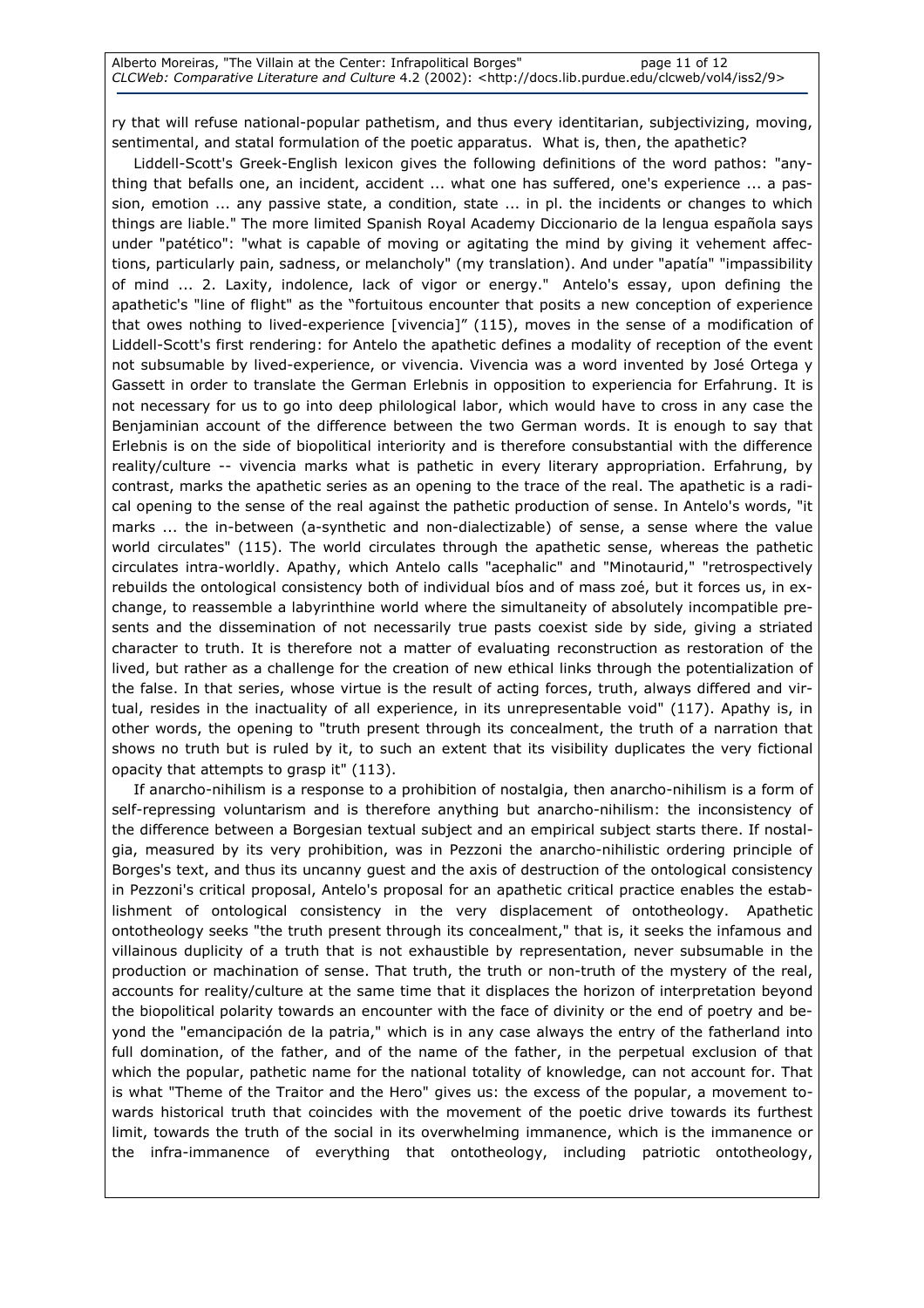ry that will refuse national-popular pathetism, and thus every identitarian, subjectivizing, moving, sentimental, and statal formulation of the poetic apparatus. What is, then, the apathetic?

Liddell-Scott's Greek-English lexicon gives the following definitions of the word pathos: "anything that befalls one, an incident, accident ... what one has suffered, one's experience ... a passion, emotion ... any passive state, a condition, state ... in pl. the incidents or changes to which things are liable." The more limited Spanish Royal Academy Diccionario de la lengua española says under "patético": "what is capable of moving or agitating the mind by giving it vehement affections, particularly pain, sadness, or melancholy" (my translation). And under "apatía" "impassibility of mind ... 2. Laxity, indolence, lack of vigor or energy." Antelo's essay, upon defining the apathetic's "line of flight" as the "fortuitous encounter that posits a new conception of experience that owes nothing to lived-experience [vivencia]" (115), moves in the sense of a modification of Liddell-Scott's first rendering: for Antelo the apathetic defines a modality of reception of the event not subsumable by lived-experience, or vivencia. Vivencia was a word invented by José Ortega y Gassett in order to translate the German Erlebnis in opposition to experiencia for Erfahrung. It is not necessary for us to go into deep philological labor, which would have to cross in any case the Benjaminian account of the difference between the two German words. It is enough to say that Erlebnis is on the side of biopolitical interiority and is therefore consubstantial with the difference reality/culture -- vivencia marks what is pathetic in every literary appropriation. Erfahrung, by contrast, marks the apathetic series as an opening to the trace of the real. The apathetic is a radical opening to the sense of the real against the pathetic production of sense. In Antelo's words, "it marks ... the in-between (a-synthetic and non-dialectizable) of sense, a sense where the value world circulates" (115). The world circulates through the apathetic sense, whereas the pathetic circulates intra-worldly. Apathy, which Antelo calls "acephalic" and "Minotaurid," "retrospectively rebuilds the ontological consistency both of individual bíos and of mass zoé, but it forces us, in exchange, to reassemble a labyrinthine world where the simultaneity of absolutely incompatible presents and the dissemination of not necessarily true pasts coexist side by side, giving a striated character to truth. It is therefore not a matter of evaluating reconstruction as restoration of the lived, but rather as a challenge for the creation of new ethical links through the potentialization of the false. In that series, whose virtue is the result of acting forces, truth, always differed and virtual, resides in the inactuality of all experience, in its unrepresentable void" (117). Apathy is, in other words, the opening to "truth present through its concealment, the truth of a narration that shows no truth but is ruled by it, to such an extent that its visibility duplicates the very fictional opacity that attempts to grasp it" (113).

If anarcho-nihilism is a response to a prohibition of nostalgia, then anarcho-nihilism is a form of self-repressing voluntarism and is therefore anything but anarcho-nihilism: the inconsistency of the difference between a Borgesian textual subject and an empirical subject starts there. If nostalgia, measured by its very prohibition, was in Pezzoni the anarcho-nihilistic ordering principle of Borges's text, and thus its uncanny guest and the axis of destruction of the ontological consistency in Pezzoni's critical proposal, Antelo's proposal for an apathetic critical practice enables the establishment of ontological consistency in the very displacement of ontotheology. Apathetic ontotheology seeks "the truth present through its concealment," that is, it seeks the infamous and villainous duplicity of a truth that is not exhaustible by representation, never subsumable in the production or machination of sense. That truth, the truth or non-truth of the mystery of the real, accounts for reality/culture at the same time that it displaces the horizon of interpretation beyond the biopolitical polarity towards an encounter with the face of divinity or the end of poetry and beyond the "emancipación de la patria," which is in any case always the entry of the fatherland into full domination, of the father, and of the name of the father, in the perpetual exclusion of that which the popular, pathetic name for the national totality of knowledge, can not account for. That is what "Theme of the Traitor and the Hero" gives us: the excess of the popular, a movement towards historical truth that coincides with the movement of the poetic drive towards its furthest limit, towards the truth of the social in its overwhelming immanence, which is the immanence or the infra-immanence of everything that ontotheology, including patriotic ontotheology,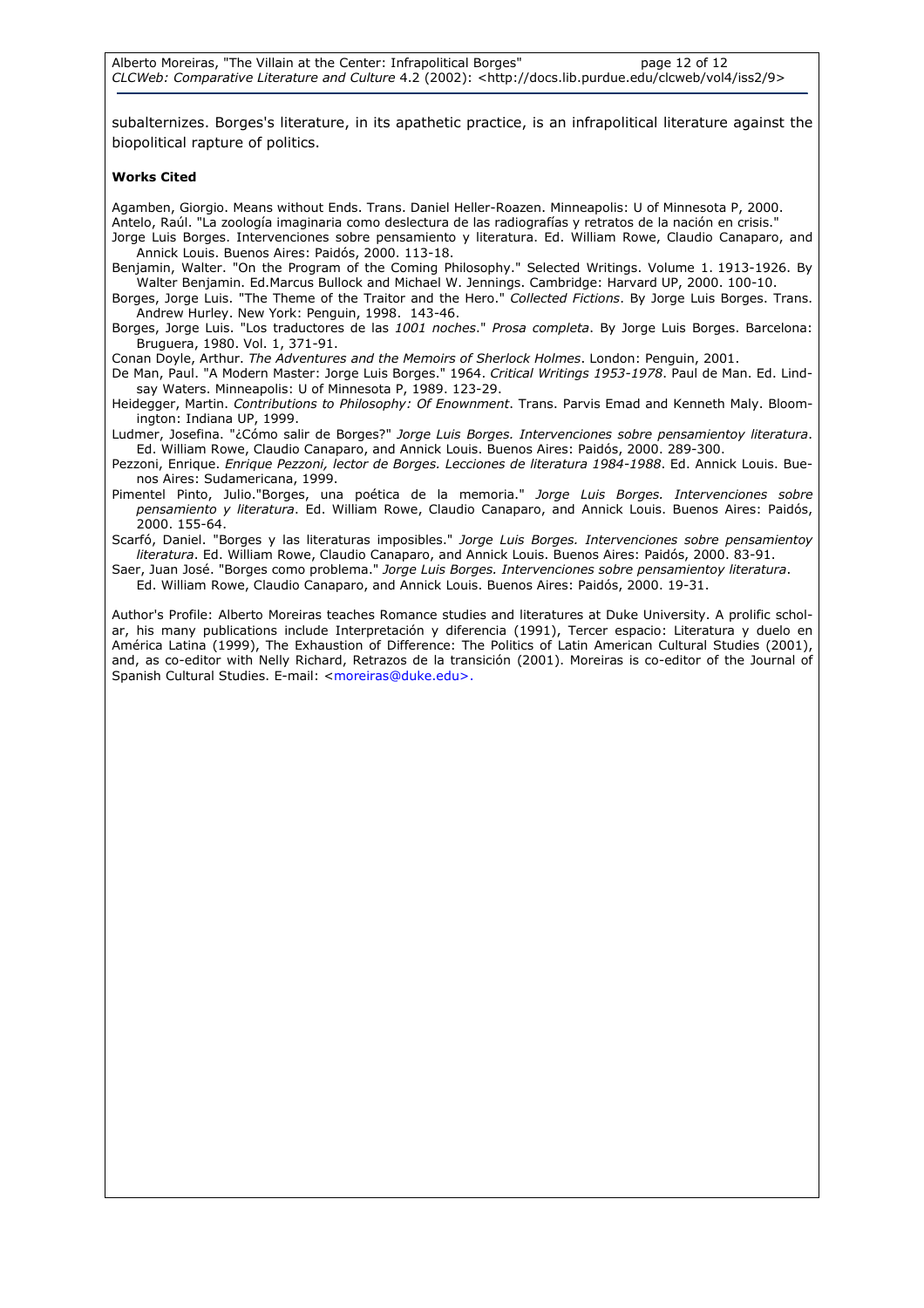subalternizes. Borges's literature, in its apathetic practice, is an infrapolitical literature against the biopolitical rapture of politics.

**Works Cited**

Agamben, Giorgio. Means without Ends. Trans. Daniel Heller-Roazen. Minneapolis: U of Minnesota P, 2000.

Antelo, Raúl. "La zoología imaginaria como deslectura de las radiografías y retratos de la nación en crisis." Jorge Luis Borges. Intervenciones sobre pensamiento y literatura. Ed. William Rowe, Claudio Canaparo, and Annick Louis. Buenos Aires: Paidós, 2000. 113-18.

Benjamin, Walter. "On the Program of the Coming Philosophy." Selected Writings. Volume 1. 1913-1926. By Walter Benjamin. Ed.Marcus Bullock and Michael W. Jennings. Cambridge: Harvard UP, 2000. 100-10.

Borges, Jorge Luis. "The Theme of the Traitor and the Hero." *Collected Fictions*. By Jorge Luis Borges. Trans. Andrew Hurley. New York: Penguin, 1998. 143-46.

Borges, Jorge Luis. "Los traductores de las *1001 noches*." *Prosa completa*. By Jorge Luis Borges. Barcelona: Bruguera, 1980. Vol. 1, 371-91.

Conan Doyle, Arthur. *The Adventures and the Memoirs of Sherlock Holmes*. London: Penguin, 2001.

De Man, Paul. "A Modern Master: Jorge Luis Borges." 1964. *Critical Writings 1953-1978*. Paul de Man. Ed. Lindsay Waters. Minneapolis: U of Minnesota P, 1989. 123-29.

Heidegger, Martin. *Contributions to Philosophy: Of Enownment*. Trans. Parvis Emad and Kenneth Maly. Bloomington: Indiana UP, 1999.

Ludmer, Josefina. "¿Cómo salir de Borges?" *Jorge Luis Borges. Intervenciones sobre pensamientoy literatura*. Ed. William Rowe, Claudio Canaparo, and Annick Louis. Buenos Aires: Paidós, 2000. 289-300.

Pezzoni, Enrique. *Enrique Pezzoni, lector de Borges. Lecciones de literatura 1984-1988*. Ed. Annick Louis. Buenos Aires: Sudamericana, 1999.

Pimentel Pinto, Julio."Borges, una poética de la memoria." *Jorge Luis Borges. Intervenciones sobre pensamiento y literatura*. Ed. William Rowe, Claudio Canaparo, and Annick Louis. Buenos Aires: Paidós, 2000. 155-64.

Scarfó, Daniel. "Borges y las literaturas imposibles." *Jorge Luis Borges. Intervenciones sobre pensamientoy literatura*. Ed. William Rowe, Claudio Canaparo, and Annick Louis. Buenos Aires: Paidós, 2000. 83-91.

Saer, Juan José. "Borges como problema." *Jorge Luis Borges. Intervenciones sobre pensamientoy literatura*. Ed. William Rowe, Claudio Canaparo, and Annick Louis. Buenos Aires: Paidós, 2000. 19-31.

Author's Profile: Alberto Moreiras teaches Romance studies and literatures at Duke University. A prolific scholar, his many publications include Interpretación y diferencia (1991), Tercer espacio: Literatura y duelo en América Latina (1999), The Exhaustion of Difference: The Politics of Latin American Cultural Studies (2001), and, as co-editor with Nelly Richard, Retrazos de la transición (2001). Moreiras is co-editor of the Journal of Spanish Cultural Studies. E-mail: <moreiras@duke.edu>.